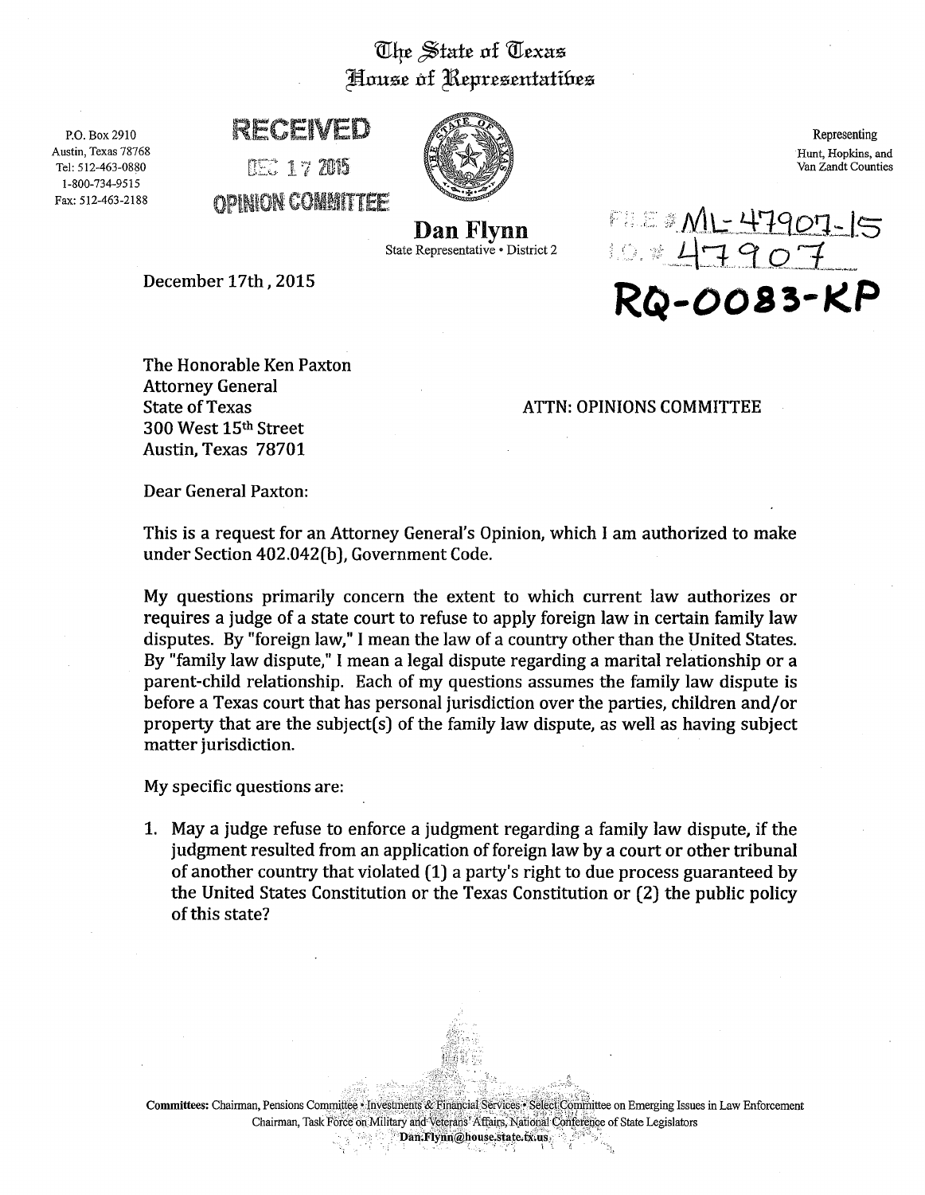# The State of Texas
## House of Representatives

P.O. Box 2910
Austin, Texas 78768
Tel: 512-463-0880
1-800-734-9515
Fax: 512-463-2188

RECEIVED
DEC 17 2015
OPINION COMMITTEE

**Dan Flynn**
State Representative • District 2

Representing
Hunt, Hopkins, and
Van Zandt Counties

FILE # ML-47907-15
I.D. # 47907

**RQ-0083-KP**

December 17th, 2015

The Honorable Ken Paxton
Attorney General
State of Texas
300 West 15th Street
Austin, Texas 78701

ATTN: OPINIONS COMMITTEE

Dear General Paxton:

This is a request for an Attorney General's Opinion, which I am authorized to make under Section 402.042(b), Government Code.

My questions primarily concern the extent to which current law authorizes or requires a judge of a state court to refuse to apply foreign law in certain family law disputes. By "foreign law," I mean the law of a country other than the United States. By "family law dispute," I mean a legal dispute regarding a marital relationship or a parent-child relationship. Each of my questions assumes the family law dispute is before a Texas court that has personal jurisdiction over the parties, children and/or property that are the subject(s) of the family law dispute, as well as having subject matter jurisdiction.

My specific questions are:

1. May a judge refuse to enforce a judgment regarding a family law dispute, if the judgment resulted from an application of foreign law by a court or other tribunal of another country that violated (1) a party's right to due process guaranteed by the United States Constitution or the Texas Constitution or (2) the public policy of this state?

Committees: Chairman, Pensions Committee • Investments & Financial Services • Select Committee on Emerging Issues in Law Enforcement
Chairman, Task Force on Military and Veterans' Affairs, National Conference of State Legislators
Dan.Flynn@house.state.tx.us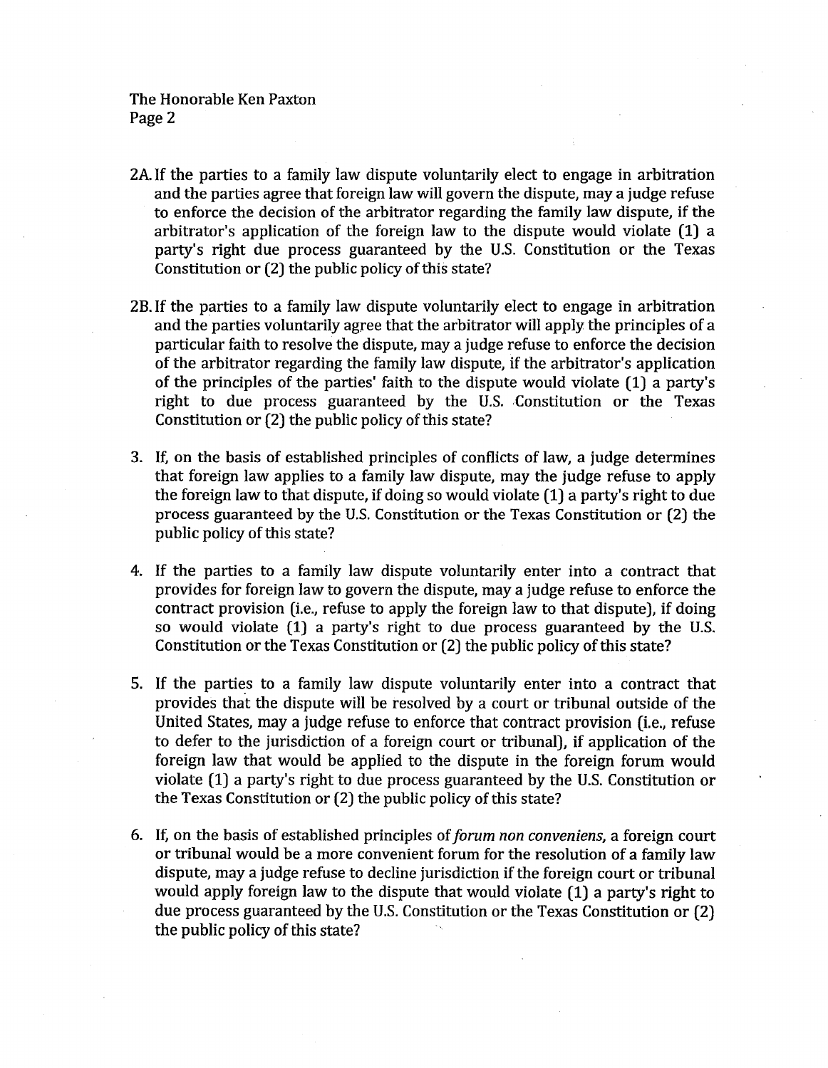2A. If the parties to a family law dispute voluntarily elect to engage in arbitration and the parties agree that foreign law will govern the dispute, may a judge refuse to enforce the decision of the arbitrator regarding the family law dispute, if the arbitrator's application of the foreign law to the dispute would violate (1) a party's right due process guaranteed by the U.S. Constitution or the Texas Constitution or (2) the public policy of this state?

2B. If the parties to a family law dispute voluntarily elect to engage in arbitration and the parties voluntarily agree that the arbitrator will apply the principles of a particular faith to resolve the dispute, may a judge refuse to enforce the decision of the arbitrator regarding the family law dispute, if the arbitrator's application of the principles of the parties' faith to the dispute would violate (1) a party's right to due process guaranteed by the U.S. Constitution or the Texas Constitution or (2) the public policy of this state?

3. If, on the basis of established principles of conflicts of law, a judge determines that foreign law applies to a family law dispute, may the judge refuse to apply the foreign law to that dispute, if doing so would violate (1) a party's right to due process guaranteed by the U.S. Constitution or the Texas Constitution or (2) the public policy of this state?

4. If the parties to a family law dispute voluntarily enter into a contract that provides for foreign law to govern the dispute, may a judge refuse to enforce the contract provision (i.e., refuse to apply the foreign law to that dispute), if doing so would violate (1) a party's right to due process guaranteed by the U.S. Constitution or the Texas Constitution or (2) the public policy of this state?

5. If the parties to a family law dispute voluntarily enter into a contract that provides that the dispute will be resolved by a court or tribunal outside of the United States, may a judge refuse to enforce that contract provision (i.e., refuse to defer to the jurisdiction of a foreign court or tribunal), if application of the foreign law that would be applied to the dispute in the foreign forum would violate (1) a party's right to due process guaranteed by the U.S. Constitution or the Texas Constitution or (2) the public policy of this state?

6. If, on the basis of established principles of *forum non conveniens*, a foreign court or tribunal would be a more convenient forum for the resolution of a family law dispute, may a judge refuse to decline jurisdiction if the foreign court or tribunal would apply foreign law to the dispute that would violate (1) a party's right to due process guaranteed by the U.S. Constitution or the Texas Constitution or (2) the public policy of this state?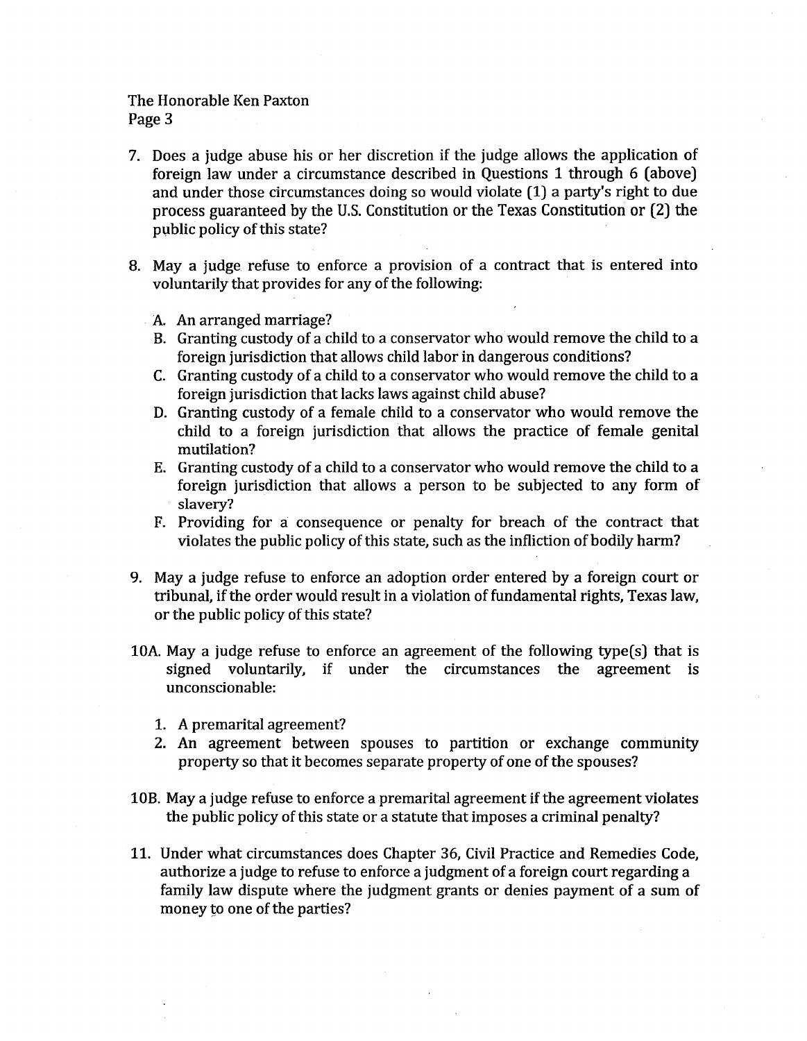7. Does a judge abuse his or her discretion if the judge allows the application of foreign law under a circumstance described in Questions 1 through 6 (above) and under those circumstances doing so would violate (1) a party's right to due process guaranteed by the U.S. Constitution or the Texas Constitution or (2) the public policy of this state?

8. May a judge refuse to enforce a provision of a contract that is entered into voluntarily that provides for any of the following:

   A. An arranged marriage?
   B. Granting custody of a child to a conservator who would remove the child to a foreign jurisdiction that allows child labor in dangerous conditions?
   C. Granting custody of a child to a conservator who would remove the child to a foreign jurisdiction that lacks laws against child abuse?
   D. Granting custody of a female child to a conservator who would remove the child to a foreign jurisdiction that allows the practice of female genital mutilation?
   E. Granting custody of a child to a conservator who would remove the child to a foreign jurisdiction that allows a person to be subjected to any form of slavery?
   F. Providing for a consequence or penalty for breach of the contract that violates the public policy of this state, such as the infliction of bodily harm?

9. May a judge refuse to enforce an adoption order entered by a foreign court or tribunal, if the order would result in a violation of fundamental rights, Texas law, or the public policy of this state?

10A. May a judge refuse to enforce an agreement of the following type(s) that is signed voluntarily, if under the circumstances the agreement is unconscionable:

   1. A premarital agreement?
   2. An agreement between spouses to partition or exchange community property so that it becomes separate property of one of the spouses?

10B. May a judge refuse to enforce a premarital agreement if the agreement violates the public policy of this state or a statute that imposes a criminal penalty?

11. Under what circumstances does Chapter 36, Civil Practice and Remedies Code, authorize a judge to refuse to enforce a judgment of a foreign court regarding a family law dispute where the judgment grants or denies payment of a sum of money to one of the parties?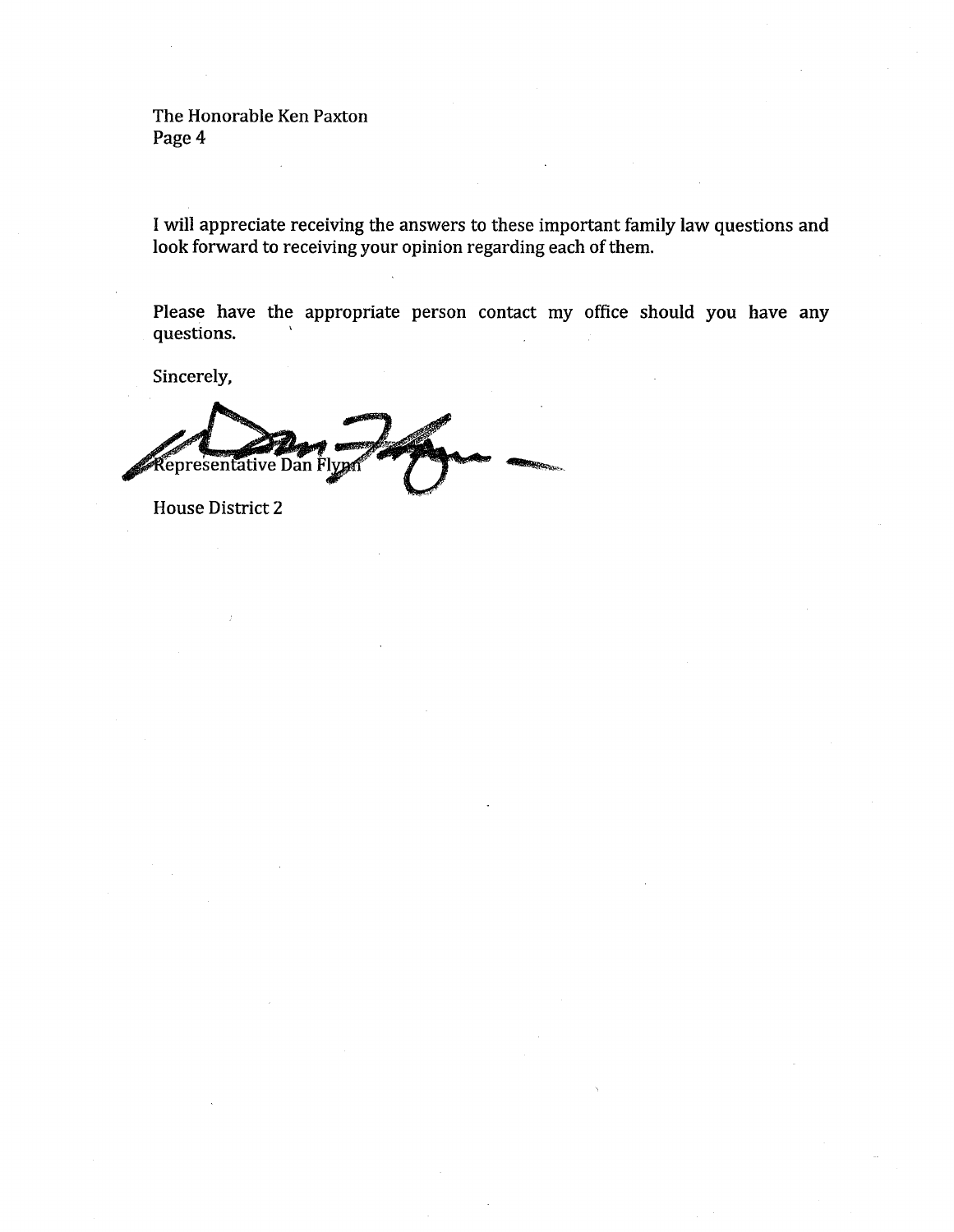The Honorable Ken Paxton
Page 4

I will appreciate receiving the answers to these important family law questions and look forward to receiving your opinion regarding each of them.

Please have the appropriate person contact my office should you have any questions.

Sincerely,

Representative Dan Flynn

House District 2